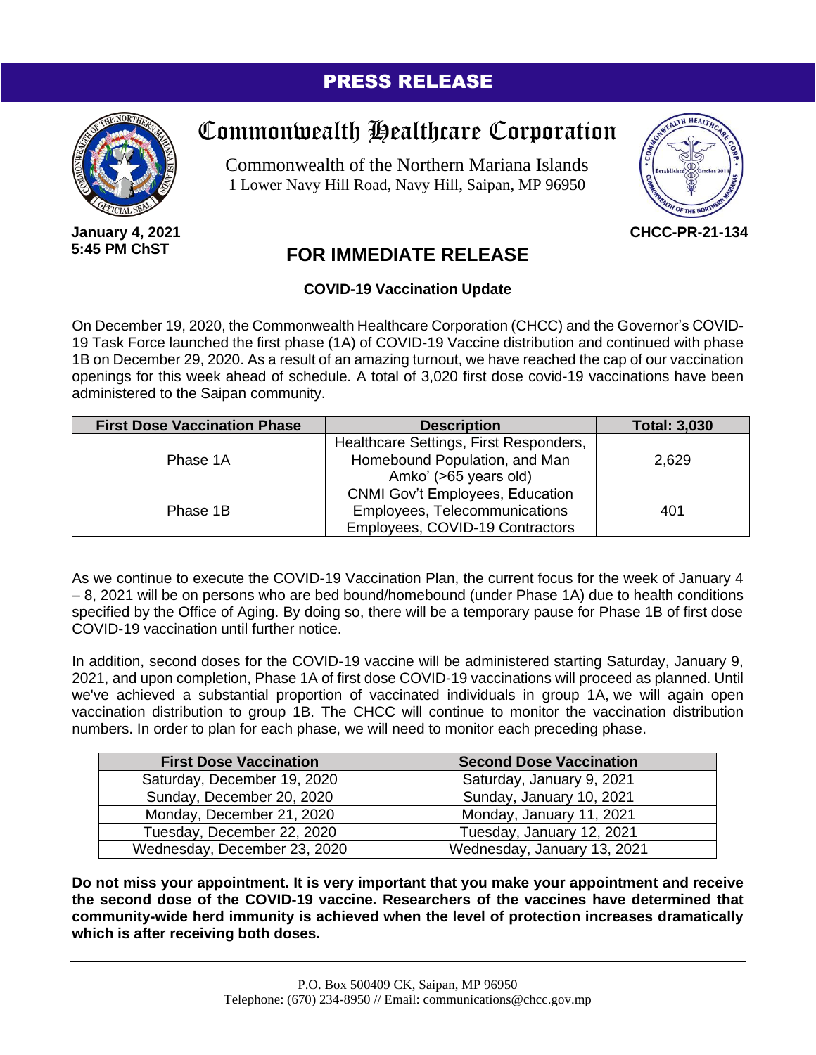# PRESS RELEASE

# Commonwealth Healthcare Corporation

Commonwealth of the Northern Mariana Islands
1 Lower Navy Hill Road, Navy Hill, Saipan, MP 96950

**January 4, 2021**
**5:45 PM ChST**

**CHCC-PR-21-134**

## FOR IMMEDIATE RELEASE

**COVID-19 Vaccination Update**

On December 19, 2020, the Commonwealth Healthcare Corporation (CHCC) and the Governor's COVID-19 Task Force launched the first phase (1A) of COVID-19 Vaccine distribution and continued with phase 1B on December 29, 2020. As a result of an amazing turnout, we have reached the cap of our vaccination openings for this week ahead of schedule. A total of 3,020 first dose covid-19 vaccinations have been administered to the Saipan community.

| First Dose Vaccination Phase | Description | Total: 3,030 |
|---|---|---|
| Phase 1A | Healthcare Settings, First Responders, Homebound Population, and Man Amko' (>65 years old) | 2,629 |
| Phase 1B | CNMI Gov't Employees, Education Employees, Telecommunications Employees, COVID-19 Contractors | 401 |

As we continue to execute the COVID-19 Vaccination Plan, the current focus for the week of January 4 – 8, 2021 will be on persons who are bed bound/homebound (under Phase 1A) due to health conditions specified by the Office of Aging. By doing so, there will be a temporary pause for Phase 1B of first dose COVID-19 vaccination until further notice.

In addition, second doses for the COVID-19 vaccine will be administered starting Saturday, January 9, 2021, and upon completion, Phase 1A of first dose COVID-19 vaccinations will proceed as planned. Until we've achieved a substantial proportion of vaccinated individuals in group 1A, we will again open vaccination distribution to group 1B. The CHCC will continue to monitor the vaccination distribution numbers. In order to plan for each phase, we will need to monitor each preceding phase.

| First Dose Vaccination | Second Dose Vaccination |
|---|---|
| Saturday, December 19, 2020 | Saturday, January 9, 2021 |
| Sunday, December 20, 2020 | Sunday, January 10, 2021 |
| Monday, December 21, 2020 | Monday, January 11, 2021 |
| Tuesday, December 22, 2020 | Tuesday, January 12, 2021 |
| Wednesday, December 23, 2020 | Wednesday, January 13, 2021 |

**Do not miss your appointment. It is very important that you make your appointment and receive the second dose of the COVID-19 vaccine. Researchers of the vaccines have determined that community-wide herd immunity is achieved when the level of protection increases dramatically which is after receiving both doses.**

P.O. Box 500409 CK, Saipan, MP 96950
Telephone: (670) 234-8950 // Email: communications@chcc.gov.mp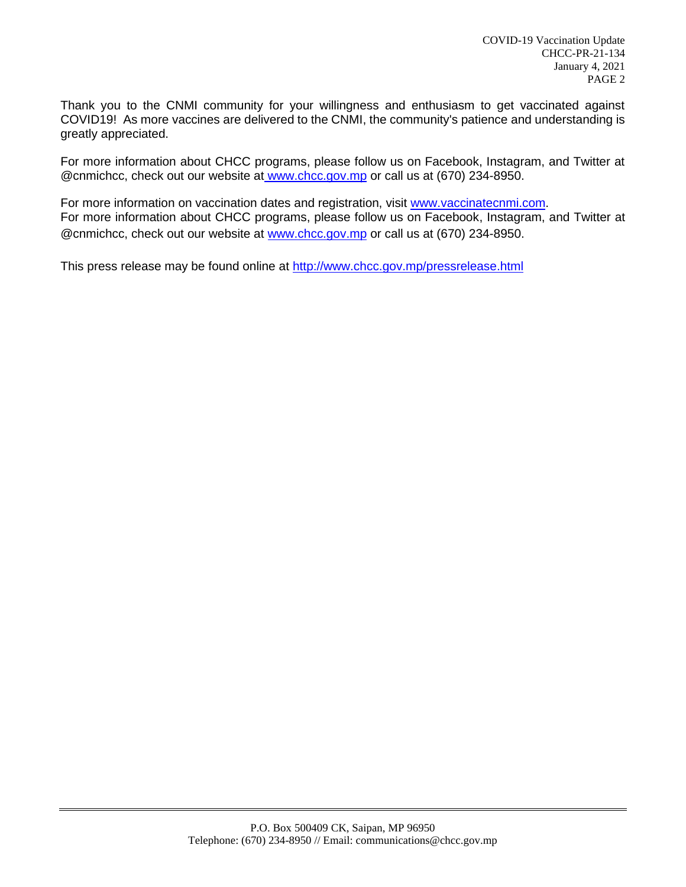Thank you to the CNMI community for your willingness and enthusiasm to get vaccinated against COVID19! As more vaccines are delivered to the CNMI, the community's patience and understanding is greatly appreciated.

For more information about CHCC programs, please follow us on Facebook, Instagram, and Twitter at @cnmichcc, check out our website at www.chcc.gov.mp or call us at (670) 234-8950.

For more information on vaccination dates and registration, visit www.vaccinatecnmi.com.
For more information about CHCC programs, please follow us on Facebook, Instagram, and Twitter at @cnmichcc, check out our website at www.chcc.gov.mp or call us at (670) 234-8950.

This press release may be found online at http://www.chcc.gov.mp/pressrelease.html